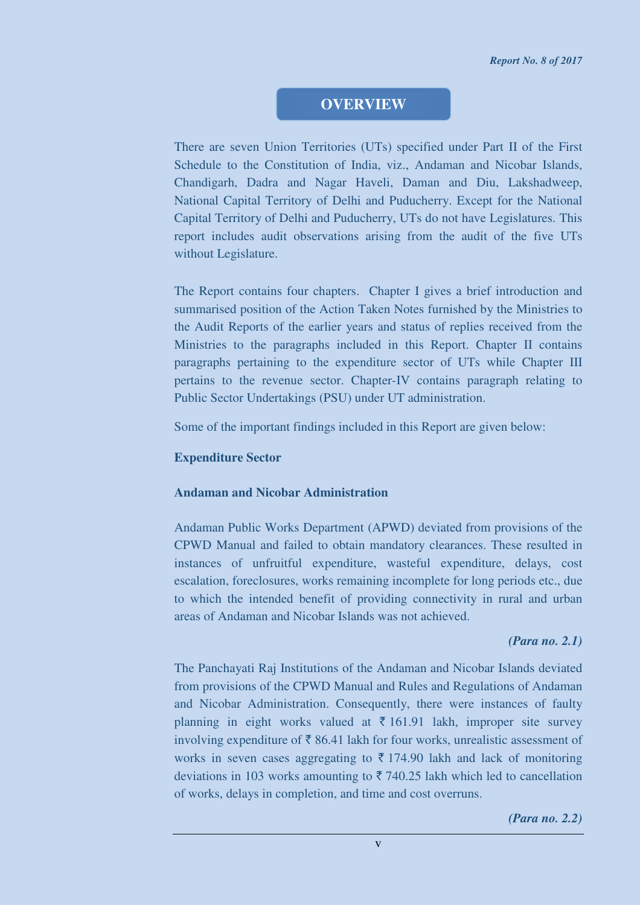# OVERVIEW

There are seven Union Territories (UTs) specified under Part II of the First Schedule to the Constitution of India, viz., Andaman and Nicobar Islands, Chandigarh, Dadra and Nagar Haveli, Daman and Diu, Lakshadweep, National Capital Territory of Delhi and Puducherry. Except for the National Capital Territory of Delhi and Puducherry, UTs do not have Legislatures. This report includes audit observations arising from the audit of the five UTs without Legislature.

The Report contains four chapters. Chapter I gives a brief introduction and summarised position of the Action Taken Notes furnished by the Ministries to the Audit Reports of the earlier years and status of replies received from the Ministries to the paragraphs included in this Report. Chapter II contains paragraphs pertaining to the expenditure sector of UTs while Chapter III pertains to the revenue sector. Chapter-IV contains paragraph relating to Public Sector Undertakings (PSU) under UT administration.

Some of the important findings included in this Report are given below:

**Expenditure Sector**

**Andaman and Nicobar Administration**

Andaman Public Works Department (APWD) deviated from provisions of the CPWD Manual and failed to obtain mandatory clearances. These resulted in instances of unfruitful expenditure, wasteful expenditure, delays, cost escalation, foreclosures, works remaining incomplete for long periods etc., due to which the intended benefit of providing connectivity in rural and urban areas of Andaman and Nicobar Islands was not achieved.

***(Para no. 2.1)***

The Panchayati Raj Institutions of the Andaman and Nicobar Islands deviated from provisions of the CPWD Manual and Rules and Regulations of Andaman and Nicobar Administration. Consequently, there were instances of faulty planning in eight works valued at ₹ 161.91 lakh, improper site survey involving expenditure of ₹ 86.41 lakh for four works, unrealistic assessment of works in seven cases aggregating to ₹ 174.90 lakh and lack of monitoring deviations in 103 works amounting to ₹ 740.25 lakh which led to cancellation of works, delays in completion, and time and cost overruns.

***(Para no. 2.2)***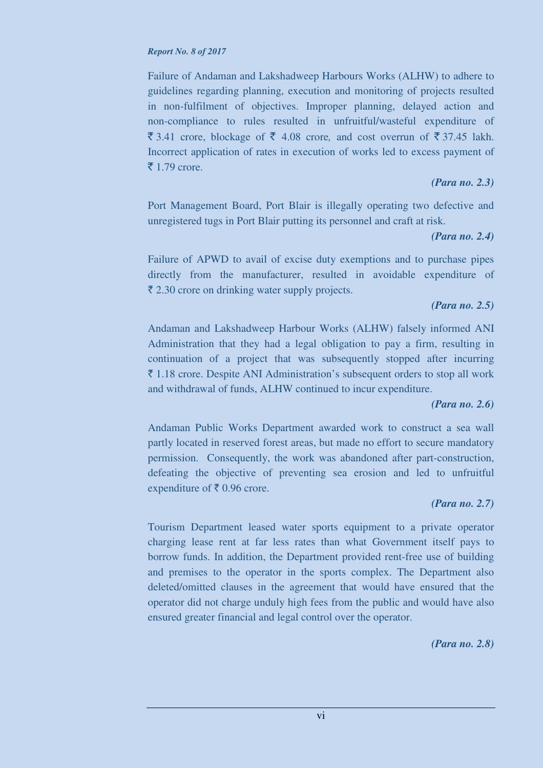Failure of Andaman and Lakshadweep Harbours Works (ALHW) to adhere to guidelines regarding planning, execution and monitoring of projects resulted in non-fulfilment of objectives. Improper planning, delayed action and non-compliance to rules resulted in unfruitful/wasteful expenditure of ₹ 3.41 crore, blockage of ₹ 4.08 crore, and cost overrun of ₹ 37.45 lakh. Incorrect application of rates in execution of works led to excess payment of ₹ 1.79 crore.

***(Para no. 2.3)***

Port Management Board, Port Blair is illegally operating two defective and unregistered tugs in Port Blair putting its personnel and craft at risk.

***(Para no. 2.4)***

Failure of APWD to avail of excise duty exemptions and to purchase pipes directly from the manufacturer, resulted in avoidable expenditure of ₹ 2.30 crore on drinking water supply projects.

***(Para no. 2.5)***

Andaman and Lakshadweep Harbour Works (ALHW) falsely informed ANI Administration that they had a legal obligation to pay a firm, resulting in continuation of a project that was subsequently stopped after incurring ₹ 1.18 crore. Despite ANI Administration's subsequent orders to stop all work and withdrawal of funds, ALHW continued to incur expenditure.

***(Para no. 2.6)***

Andaman Public Works Department awarded work to construct a sea wall partly located in reserved forest areas, but made no effort to secure mandatory permission. Consequently, the work was abandoned after part-construction, defeating the objective of preventing sea erosion and led to unfruitful expenditure of ₹ 0.96 crore.

***(Para no. 2.7)***

Tourism Department leased water sports equipment to a private operator charging lease rent at far less rates than what Government itself pays to borrow funds. In addition, the Department provided rent-free use of building and premises to the operator in the sports complex. The Department also deleted/omitted clauses in the agreement that would have ensured that the operator did not charge unduly high fees from the public and would have also ensured greater financial and legal control over the operator.

***(Para no. 2.8)***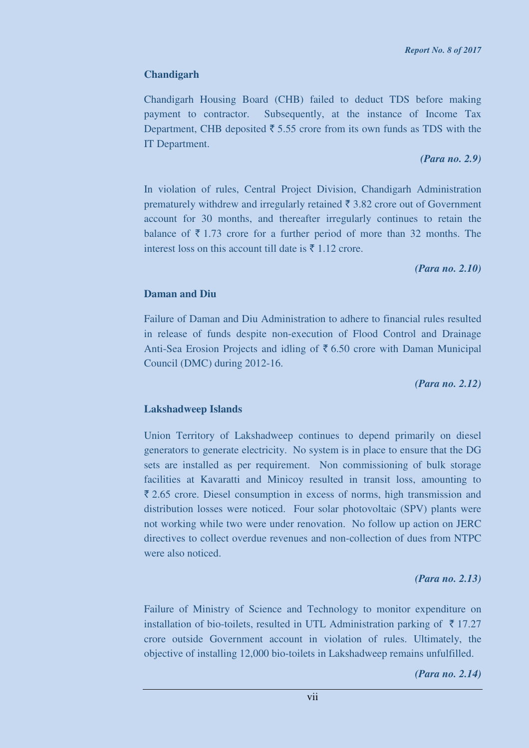### Chandigarh

Chandigarh Housing Board (CHB) failed to deduct TDS before making payment to contractor. Subsequently, at the instance of Income Tax Department, CHB deposited ₹ 5.55 crore from its own funds as TDS with the IT Department.

***(Para no. 2.9)***

In violation of rules, Central Project Division, Chandigarh Administration prematurely withdrew and irregularly retained ₹ 3.82 crore out of Government account for 30 months, and thereafter irregularly continues to retain the balance of ₹ 1.73 crore for a further period of more than 32 months. The interest loss on this account till date is ₹ 1.12 crore.

***(Para no. 2.10)***

### Daman and Diu

Failure of Daman and Diu Administration to adhere to financial rules resulted in release of funds despite non-execution of Flood Control and Drainage Anti-Sea Erosion Projects and idling of ₹ 6.50 crore with Daman Municipal Council (DMC) during 2012-16.

***(Para no. 2.12)***

### Lakshadweep Islands

Union Territory of Lakshadweep continues to depend primarily on diesel generators to generate electricity. No system is in place to ensure that the DG sets are installed as per requirement. Non commissioning of bulk storage facilities at Kavaratti and Minicoy resulted in transit loss, amounting to ₹ 2.65 crore. Diesel consumption in excess of norms, high transmission and distribution losses were noticed. Four solar photovoltaic (SPV) plants were not working while two were under renovation. No follow up action on JERC directives to collect overdue revenues and non-collection of dues from NTPC were also noticed.

***(Para no. 2.13)***

Failure of Ministry of Science and Technology to monitor expenditure on installation of bio-toilets, resulted in UTL Administration parking of ₹ 17.27 crore outside Government account in violation of rules. Ultimately, the objective of installing 12,000 bio-toilets in Lakshadweep remains unfulfilled.

***(Para no. 2.14)***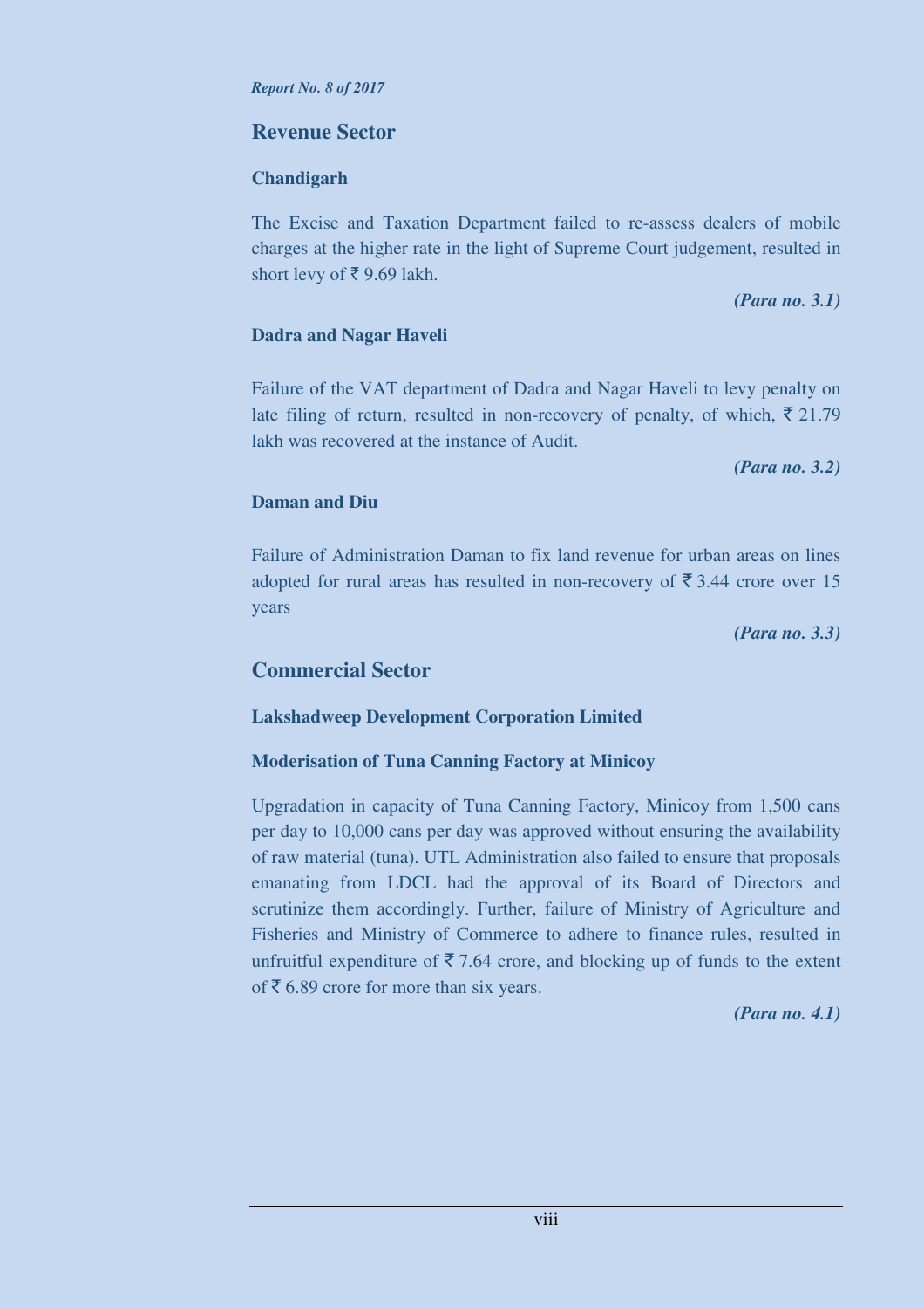## Revenue Sector

### Chandigarh

The Excise and Taxation Department failed to re-assess dealers of mobile charges at the higher rate in the light of Supreme Court judgement, resulted in short levy of ₹ 9.69 lakh.

***(Para no. 3.1)***

### Dadra and Nagar Haveli

Failure of the VAT department of Dadra and Nagar Haveli to levy penalty on late filing of return, resulted in non-recovery of penalty, of which, ₹ 21.79 lakh was recovered at the instance of Audit.

***(Para no. 3.2)***

### Daman and Diu

Failure of Administration Daman to fix land revenue for urban areas on lines adopted for rural areas has resulted in non-recovery of ₹ 3.44 crore over 15 years

***(Para no. 3.3)***

## Commercial Sector

### Lakshadweep Development Corporation Limited

### Moderisation of Tuna Canning Factory at Minicoy

Upgradation in capacity of Tuna Canning Factory, Minicoy from 1,500 cans per day to 10,000 cans per day was approved without ensuring the availability of raw material (tuna). UTL Administration also failed to ensure that proposals emanating from LDCL had the approval of its Board of Directors and scrutinize them accordingly. Further, failure of Ministry of Agriculture and Fisheries and Ministry of Commerce to adhere to finance rules, resulted in unfruitful expenditure of ₹ 7.64 crore, and blocking up of funds to the extent of ₹ 6.89 crore for more than six years.

***(Para no. 4.1)***